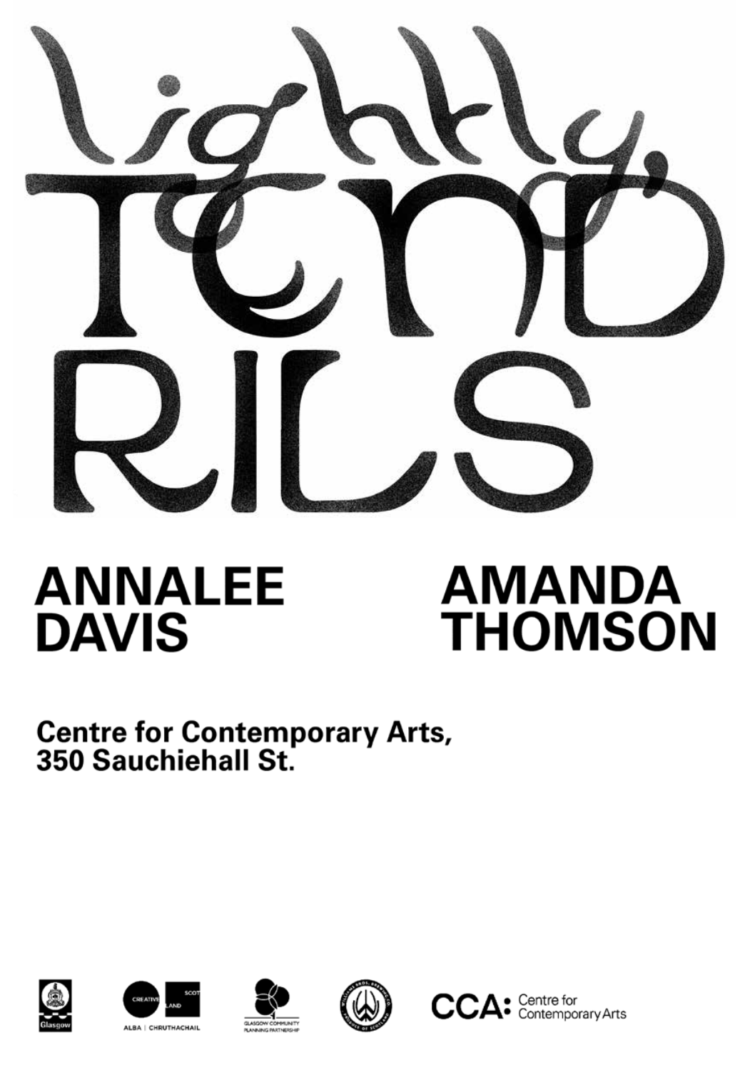# lightly, TENDRILS

## ANNALEE DAVIS

## AMANDA THOMSON

**Centre for Contemporary Arts,**
**350 Sauchiehall St.**

Glasgow

CREATIVE SCOTLAND
ALBA | CHRUTHACHAIL

GLASGOW COMMUNITY PLANNING PARTNERSHIP

CCA: Centre for Contemporary Arts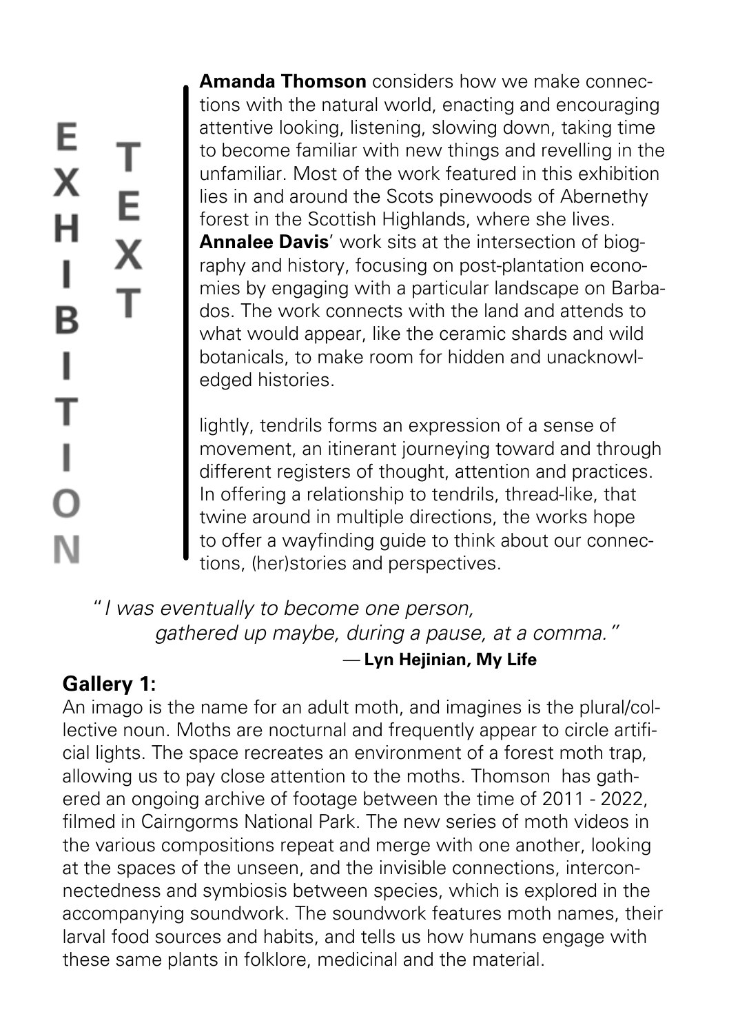# EXHIBITION TEXT

**Amanda Thomson** considers how we make connections with the natural world, enacting and encouraging attentive looking, listening, slowing down, taking time to become familiar with new things and revelling in the unfamiliar. Most of the work featured in this exhibition lies in and around the Scots pinewoods of Abernethy forest in the Scottish Highlands, where she lives. **Annalee Davis**' work sits at the intersection of biography and history, focusing on post-plantation economies by engaging with a particular landscape on Barbados. The work connects with the land and attends to what would appear, like the ceramic shards and wild botanicals, to make room for hidden and unacknowledged histories.

lightly, tendrils forms an expression of a sense of movement, an itinerant journeying toward and through different registers of thought, attention and practices. In offering a relationship to tendrils, thread-like, that twine around in multiple directions, the works hope to offer a wayfinding guide to think about our connections, (her)stories and perspectives.

> *"I was eventually to become one person,*
> *gathered up maybe, during a pause, at a comma."*
>
> — **Lyn Hejinian, My Life**

## Gallery 1:

An imago is the name for an adult moth, and imagines is the plural/collective noun. Moths are nocturnal and frequently appear to circle artificial lights. The space recreates an environment of a forest moth trap, allowing us to pay close attention to the moths. Thomson has gathered an ongoing archive of footage between the time of 2011 - 2022, filmed in Cairngorms National Park. The new series of moth videos in the various compositions repeat and merge with one another, looking at the spaces of the unseen, and the invisible connections, interconnectedness and symbiosis between species, which is explored in the accompanying soundwork. The soundwork features moth names, their larval food sources and habits, and tells us how humans engage with these same plants in folklore, medicinal and the material.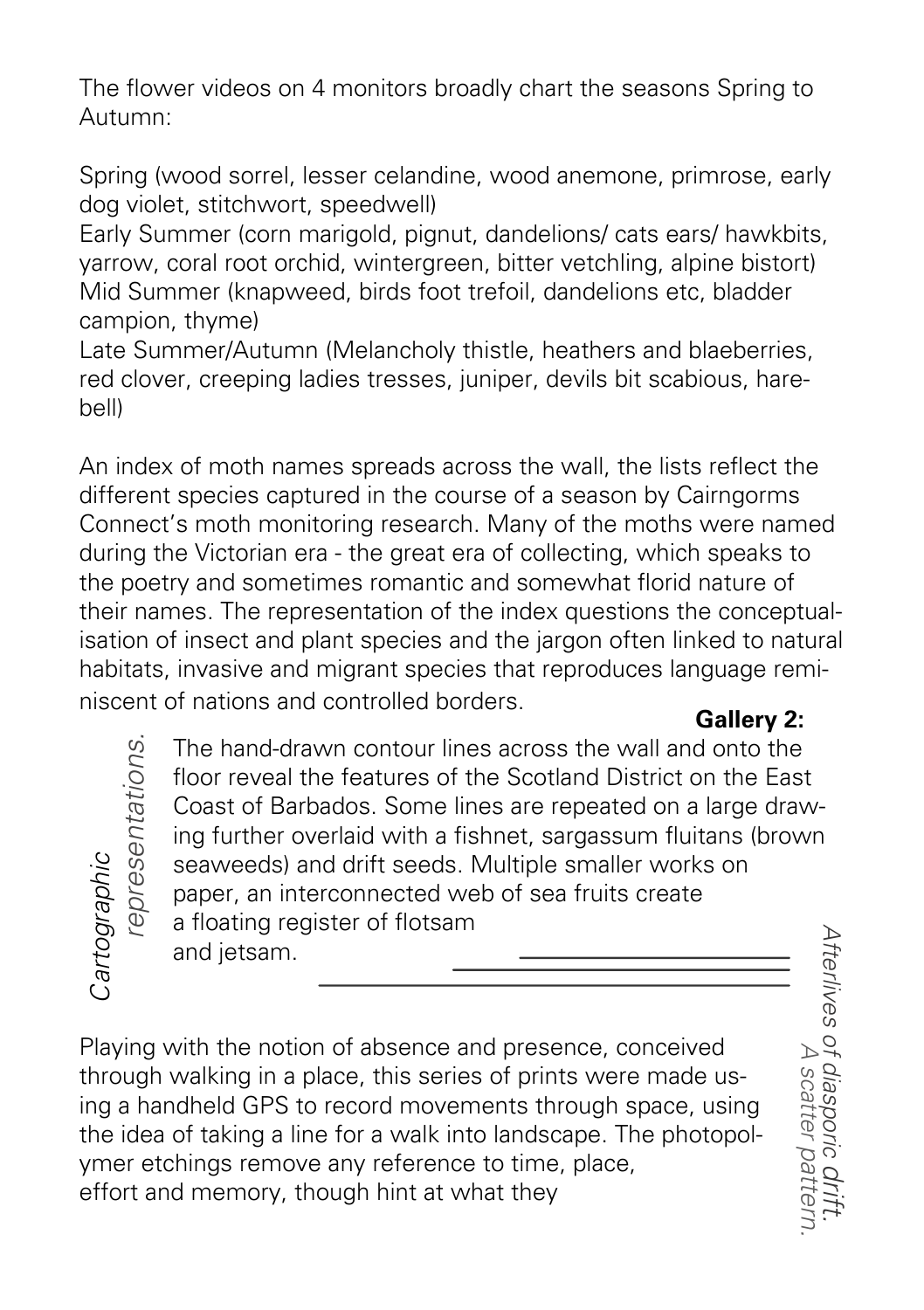The flower videos on 4 monitors broadly chart the seasons Spring to Autumn:

Spring (wood sorrel, lesser celandine, wood anemone, primrose, early dog violet, stitchwort, speedwell)
Early Summer (corn marigold, pignut, dandelions/ cats ears/ hawkbits, yarrow, coral root orchid, wintergreen, bitter vetchling, alpine bistort)
Mid Summer (knapweed, birds foot trefoil, dandelions etc, bladder campion, thyme)
Late Summer/Autumn (Melancholy thistle, heathers and blaeberries, red clover, creeping ladies tresses, juniper, devils bit scabious, harebell)

An index of moth names spreads across the wall, the lists reflect the different species captured in the course of a season by Cairngorms Connect's moth monitoring research. Many of the moths were named during the Victorian era - the great era of collecting, which speaks to the poetry and sometimes romantic and somewhat florid nature of their names. The representation of the index questions the conceptualisation of insect and plant species and the jargon often linked to natural habitats, invasive and migrant species that reproduces language reminiscent of nations and controlled borders.

## Gallery 2:

*Afterlives of diasporic drift. A scatter pattern.*

The hand-drawn contour lines across the wall and onto the floor reveal the features of the Scotland District on the East Coast of Barbados. Some lines are repeated on a large drawing further overlaid with a fishnet, sargassum fluitans (brown seaweeds) and drift seeds. Multiple smaller works on paper, an interconnected web of sea fruits create a floating register of flotsam and jetsam.

*Cartographic representations.*

Playing with the notion of absence and presence, conceived through walking in a place, this series of prints were made using a handheld GPS to record movements through space, using the idea of taking a line for a walk into landscape. The photopolymer etchings remove any reference to time, place, effort and memory, though hint at what they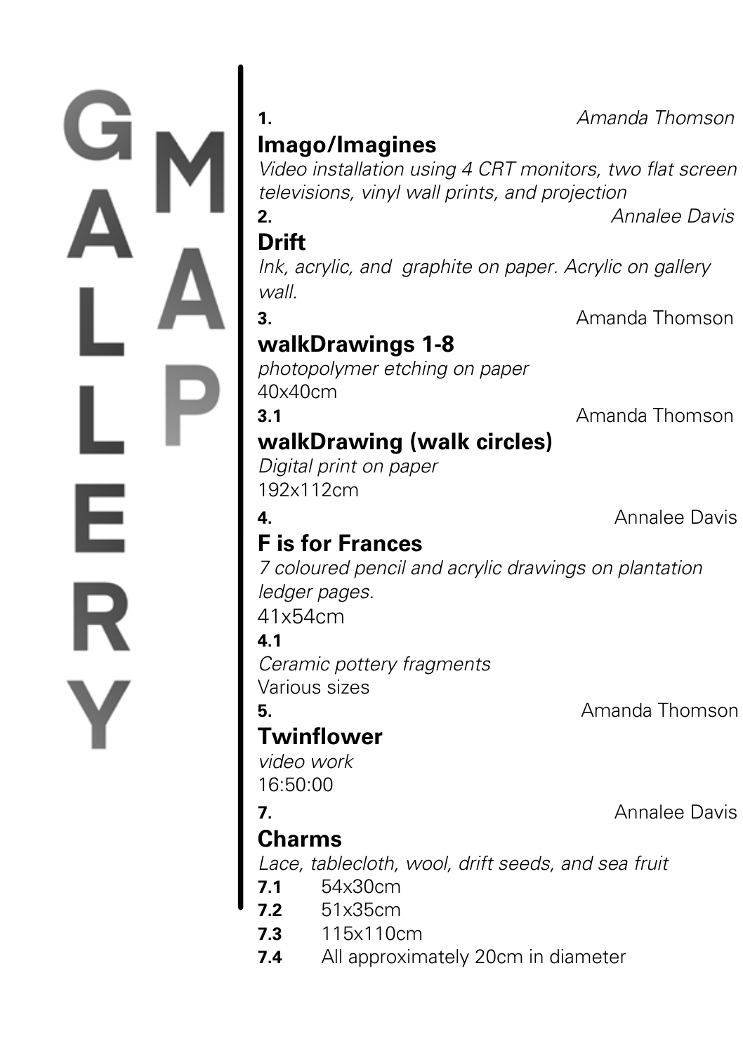# GALLERY MAP

**1.** *Amanda Thomson*

**Imago/Imagines**

*Video installation using 4 CRT monitors, two flat screen televisions, vinyl wall prints, and projection*

**2.** *Annalee Davis*

**Drift**

*Ink, acrylic, and graphite on paper. Acrylic on gallery wall.*

**3.** Amanda Thomson

**walkDrawings 1-8**

*photopolymer etching on paper*

40x40cm

**3.1** Amanda Thomson

**walkDrawing (walk circles)**

*Digital print on paper*

192x112cm

**4.** Annalee Davis

**F is for Frances**

*7 coloured pencil and acrylic drawings on plantation ledger pages.*

41x54cm

**4.1**

*Ceramic pottery fragments*

Various sizes

**5.** Amanda Thomson

**Twinflower**

*video work*

16:50:00

**7.** Annalee Davis

**Charms**

*Lace, tablecloth, wool, drift seeds, and sea fruit*

**7.1** 54x30cm

**7.2** 51x35cm

**7.3** 115x110cm

**7.4** All approximately 20cm in diameter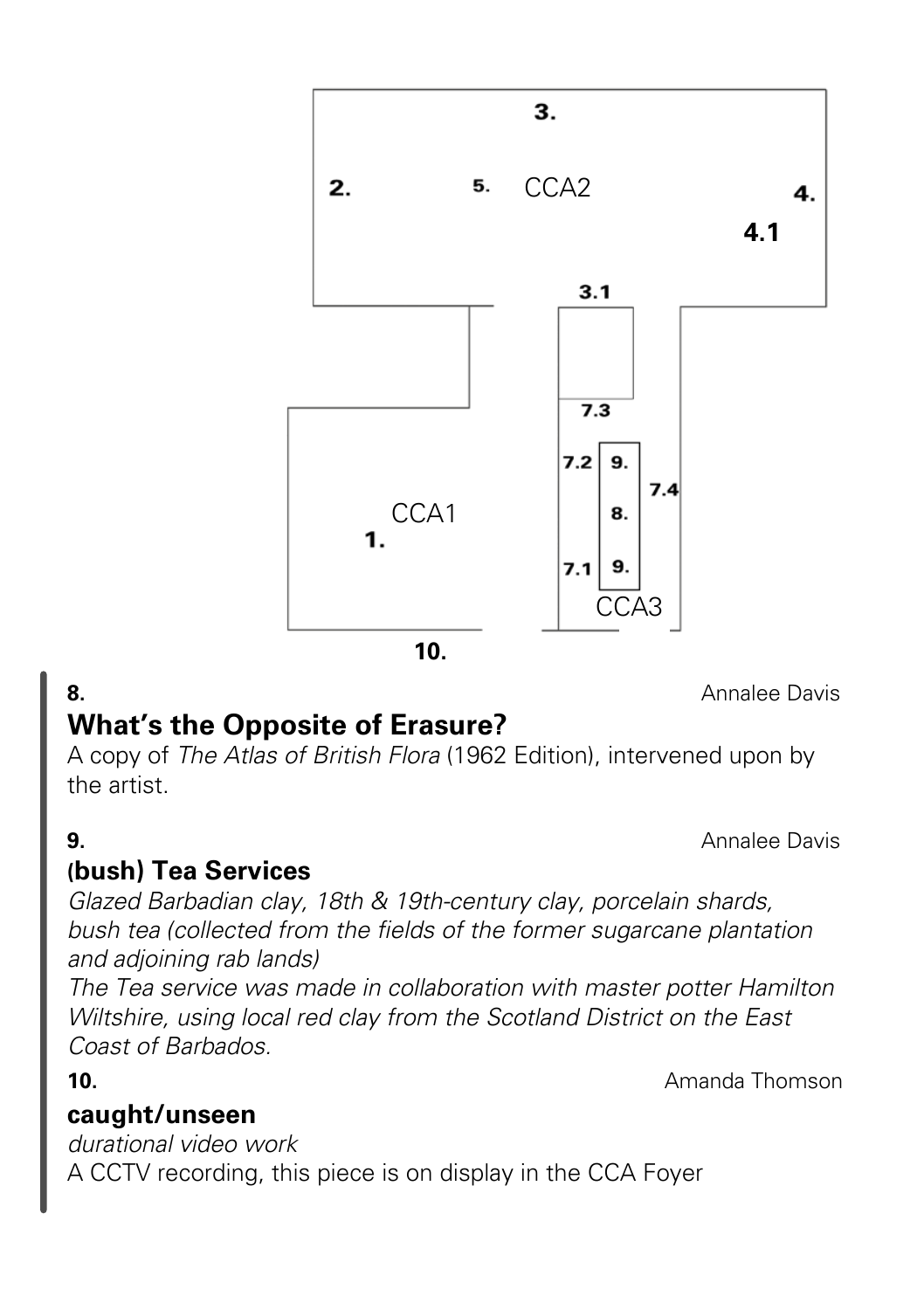**8.** Annalee Davis

## What's the Opposite of Erasure?

A copy of *The Atlas of British Flora* (1962 Edition), intervened upon by the artist.

**9.** Annalee Davis

## (bush) Tea Services

*Glazed Barbadian clay, 18th & 19th-century clay, porcelain shards, bush tea (collected from the fields of the former sugarcane plantation and adjoining rab lands)*
*The Tea service was made in collaboration with master potter Hamilton Wiltshire, using local red clay from the Scotland District on the East Coast of Barbados.*

**10.** Amanda Thomson

## caught/unseen

*durational video work*
A CCTV recording, this piece is on display in the CCA Foyer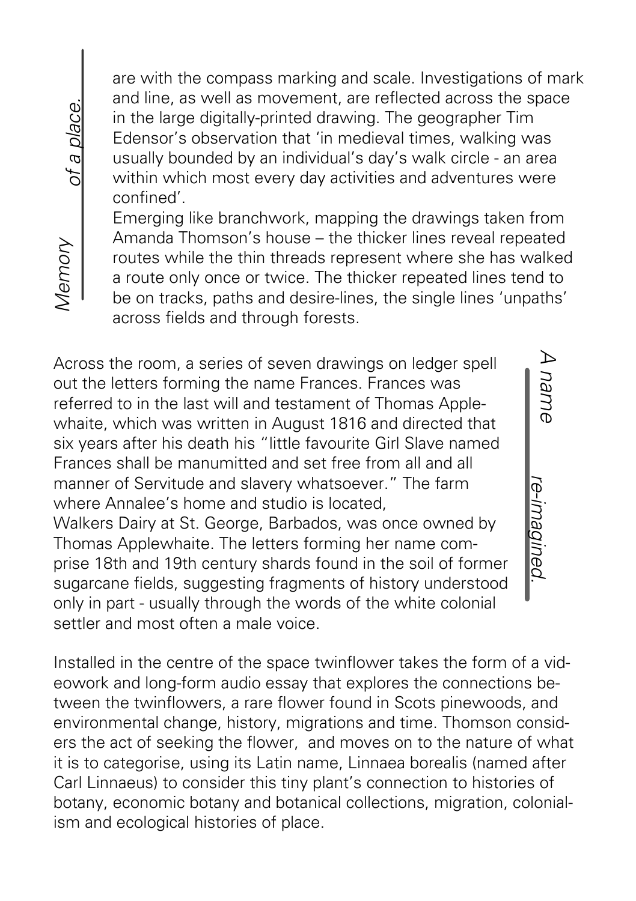*Memory of a place.*

are with the compass marking and scale. Investigations of mark and line, as well as movement, are reflected across the space in the large digitally-printed drawing. The geographer Tim Edensor's observation that 'in medieval times, walking was usually bounded by an individual's day's walk circle - an area within which most every day activities and adventures were confined'.
Emerging like branchwork, mapping the drawings taken from Amanda Thomson's house – the thicker lines reveal repeated routes while the thin threads represent where she has walked a route only once or twice. The thicker repeated lines tend to be on tracks, paths and desire-lines, the single lines 'unpaths' across fields and through forests.

*A name re-imagined.*

Across the room, a series of seven drawings on ledger spell out the letters forming the name Frances. Frances was referred to in the last will and testament of Thomas Applewhaite, which was written in August 1816 and directed that six years after his death his "little favourite Girl Slave named Frances shall be manumitted and set free from all and all manner of Servitude and slavery whatsoever." The farm where Annalee's home and studio is located,
Walkers Dairy at St. George, Barbados, was once owned by Thomas Applewhaite. The letters forming her name comprise 18th and 19th century shards found in the soil of former sugarcane fields, suggesting fragments of history understood only in part - usually through the words of the white colonial settler and most often a male voice.

Installed in the centre of the space twinflower takes the form of a videowork and long-form audio essay that explores the connections between the twinflowers, a rare flower found in Scots pinewoods, and environmental change, history, migrations and time. Thomson considers the act of seeking the flower, and moves on to the nature of what it is to categorise, using its Latin name, Linnaea borealis (named after Carl Linnaeus) to consider this tiny plant's connection to histories of botany, economic botany and botanical collections, migration, colonialism and ecological histories of place.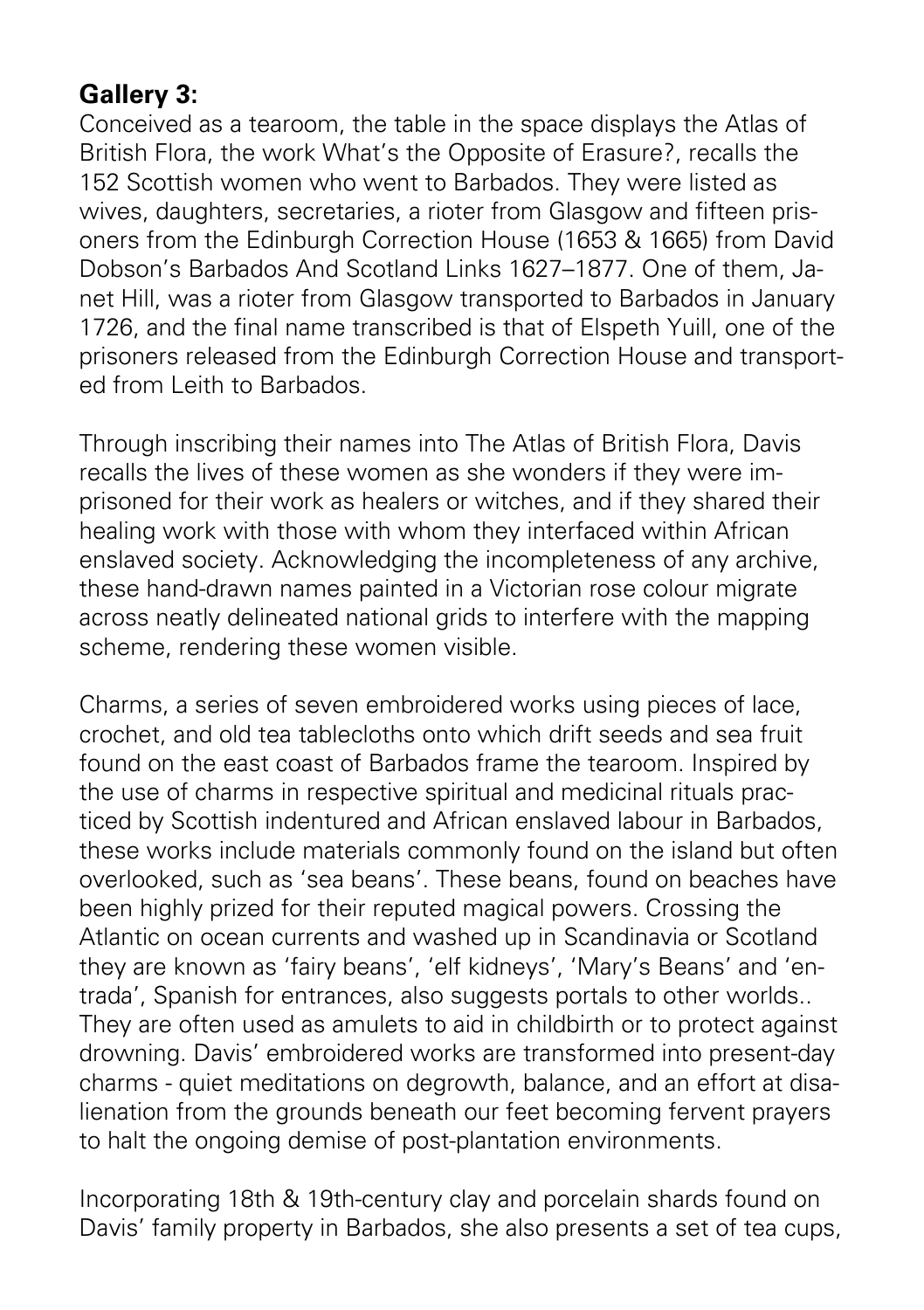**Gallery 3:**

Conceived as a tearoom, the table in the space displays the Atlas of British Flora, the work What's the Opposite of Erasure?, recalls the 152 Scottish women who went to Barbados. They were listed as wives, daughters, secretaries, a rioter from Glasgow and fifteen prisoners from the Edinburgh Correction House (1653 & 1665) from David Dobson's Barbados And Scotland Links 1627–1877. One of them, Janet Hill, was a rioter from Glasgow transported to Barbados in January 1726, and the final name transcribed is that of Elspeth Yuill, one of the prisoners released from the Edinburgh Correction House and transported from Leith to Barbados.

Through inscribing their names into The Atlas of British Flora, Davis recalls the lives of these women as she wonders if they were imprisoned for their work as healers or witches, and if they shared their healing work with those with whom they interfaced within African enslaved society. Acknowledging the incompleteness of any archive, these hand-drawn names painted in a Victorian rose colour migrate across neatly delineated national grids to interfere with the mapping scheme, rendering these women visible.

Charms, a series of seven embroidered works using pieces of lace, crochet, and old tea tablecloths onto which drift seeds and sea fruit found on the east coast of Barbados frame the tearoom. Inspired by the use of charms in respective spiritual and medicinal rituals practiced by Scottish indentured and African enslaved labour in Barbados, these works include materials commonly found on the island but often overlooked, such as 'sea beans'. These beans, found on beaches have been highly prized for their reputed magical powers. Crossing the Atlantic on ocean currents and washed up in Scandinavia or Scotland they are known as 'fairy beans', 'elf kidneys', 'Mary's Beans' and 'entrada', Spanish for entrances, also suggests portals to other worlds.. They are often used as amulets to aid in childbirth or to protect against drowning. Davis' embroidered works are transformed into present-day charms - quiet meditations on degrowth, balance, and an effort at disalienation from the grounds beneath our feet becoming fervent prayers to halt the ongoing demise of post-plantation environments.

Incorporating 18th & 19th-century clay and porcelain shards found on Davis' family property in Barbados, she also presents a set of tea cups,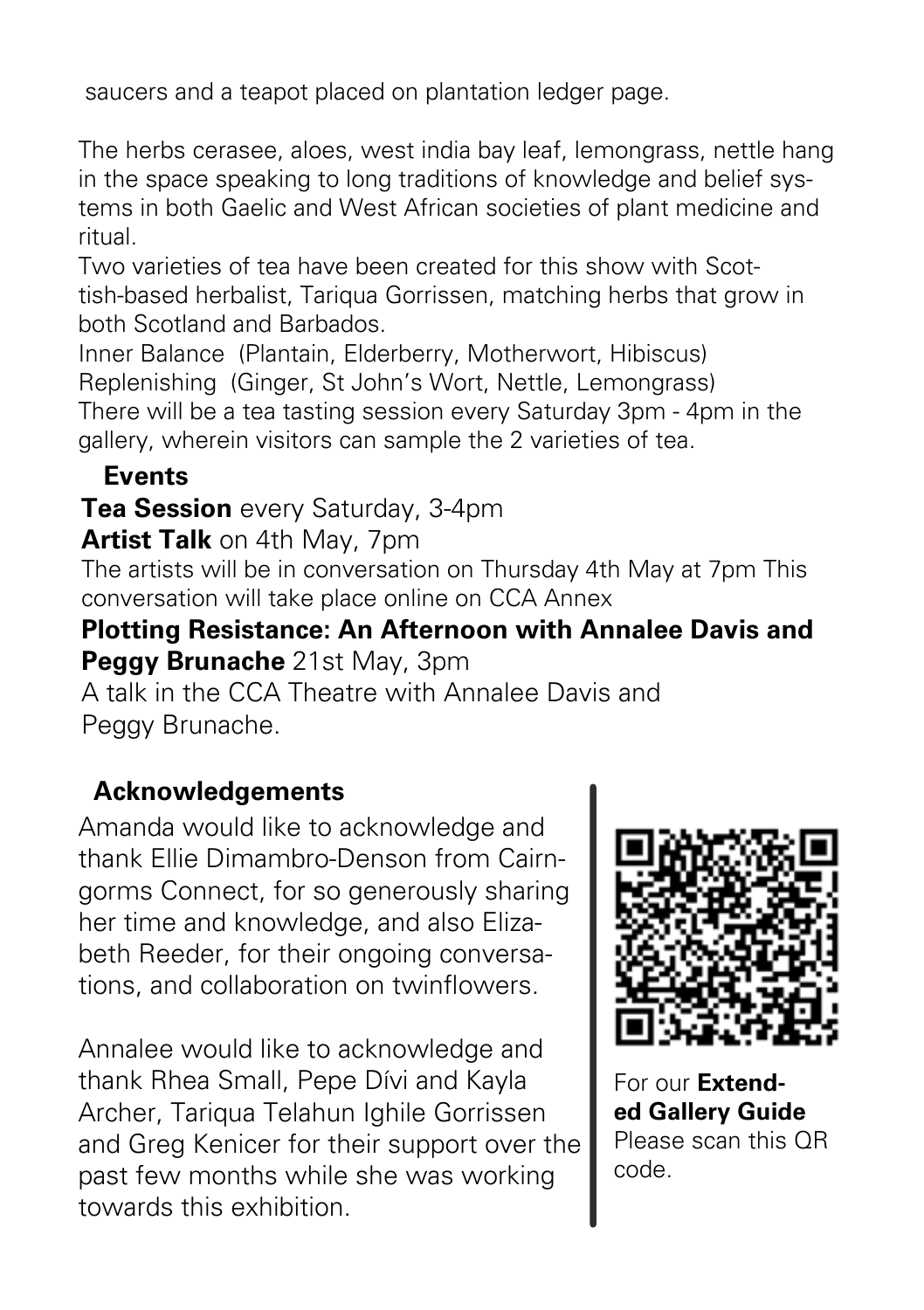saucers and a teapot placed on plantation ledger page.

The herbs cerasee, aloes, west india bay leaf, lemongrass, nettle hang in the space speaking to long traditions of knowledge and belief systems in both Gaelic and West African societies of plant medicine and ritual.
Two varieties of tea have been created for this show with Scottish-based herbalist, Tariqua Gorrissen, matching herbs that grow in both Scotland and Barbados.
Inner Balance (Plantain, Elderberry, Motherwort, Hibiscus)
Replenishing (Ginger, St John's Wort, Nettle, Lemongrass)
There will be a tea tasting session every Saturday 3pm - 4pm in the gallery, wherein visitors can sample the 2 varieties of tea.

## Events

**Tea Session** every Saturday, 3-4pm

**Artist Talk** on 4th May, 7pm

The artists will be in conversation on Thursday 4th May at 7pm This conversation will take place online on CCA Annex

**Plotting Resistance: An Afternoon with Annalee Davis and Peggy Brunache** 21st May, 3pm

A talk in the CCA Theatre with Annalee Davis and Peggy Brunache.

## Acknowledgements

Amanda would like to acknowledge and thank Ellie Dimambro-Denson from Cairngorms Connect, for so generously sharing her time and knowledge, and also Elizabeth Reeder, for their ongoing conversations, and collaboration on twinflowers.

Annalee would like to acknowledge and thank Rhea Small, Pepe Dívi and Kayla Archer, Tariqua Telahun Ighile Gorrissen and Greg Kenicer for their support over the past few months while she was working towards this exhibition.

For our **Extended Gallery Guide** Please scan this QR code.